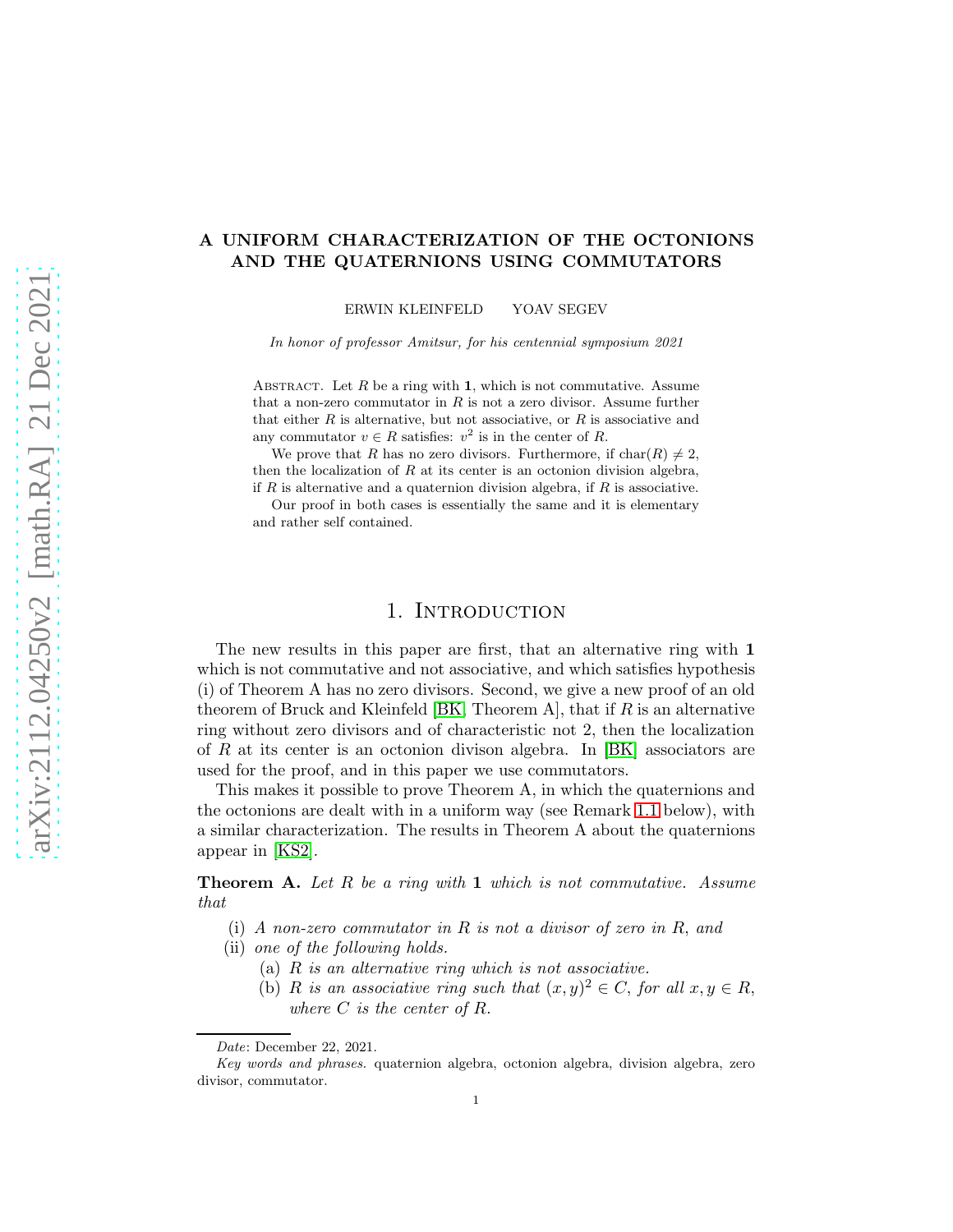# A UNIFORM CHARACTERIZATION OF THE OCTONIONS AND THE QUATERNIONS USING COMMUTATORS

ERWIN KLEINFELD YOAV SEGEV

*In honor of professor Amitsur, for his centennial symposium 2021*

Abstract. Let $R$ be a ring with $\mathbf{1}$, which is not commutative. Assume that a non-zero commutator in $R$ is not a zero divisor. Assume further that either $R$ is alternative, but not associative, or $R$ is associative and any commutator $v \in R$ satisfies: $v^2$ is in the center of $R$.

We prove that $R$ has no zero divisors. Furthermore, if $\text{char}(R) \neq 2$, then the localization of $R$ at its center is an octonion division algebra, if $R$ is alternative and a quaternion division algebra, if $R$ is associative.

Our proof in both cases is essentially the same and it is elementary and rather self contained.

## 1. Introduction

The new results in this paper are first, that an alternative ring with $\mathbf{1}$ which is not commutative and not associative, and which satisfies hypothesis (i) of Theorem A has no zero divisors. Second, we give a new proof of an old theorem of Bruck and Kleinfeld [BK, Theorem A], that if $R$ is an alternative ring without zero divisors and of characteristic not 2, then the localization of $R$ at its center is an octonion divison algebra. In [BK] associators are used for the proof, and in this paper we use commutators.

This makes it possible to prove Theorem A, in which the quaternions and the octonions are dealt with in a uniform way (see Remark 1.1 below), with a similar characterization. The results in Theorem A about the quaternions appear in [KS2].

**Theorem A.** *Let $R$ be a ring with $\mathbf{1}$ which is not commutative. Assume that*

(i) *A non-zero commutator in $R$ is not a divisor of zero in $R$, and*
(ii) *one of the following holds.*
  (a) *$R$ is an alternative ring which is not associative.*
  (b) *$R$ is an associative ring such that $(x, y)^2 \in C$, for all $x, y \in R$, where $C$ is the center of $R$.*

---

*Date*: December 22, 2021.

*Key words and phrases.* quaternion algebra, octonion algebra, division algebra, zero divisor, commutator.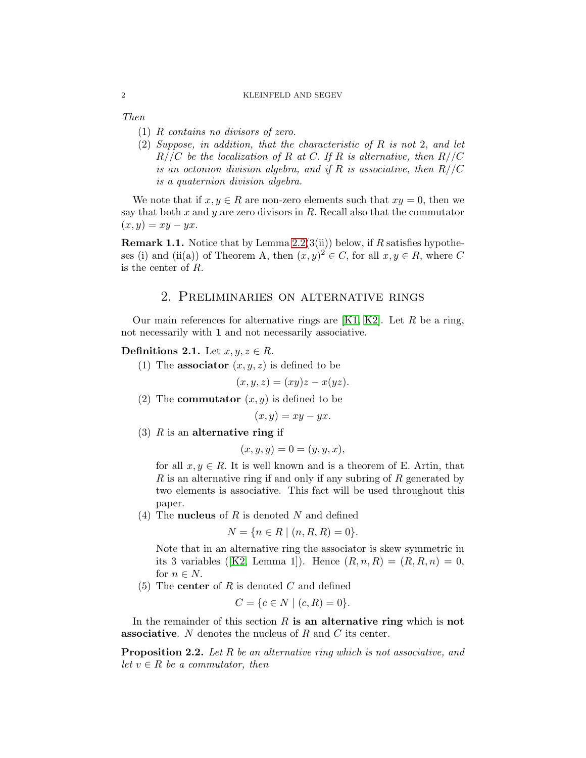*Then*

1. *$R$ contains no divisors of zero.*
2. *Suppose, in addition, that the characteristic of $R$ is not 2, and let $R//C$ be the localization of $R$ at $C$. If $R$ is alternative, then $R//C$ is an octonion division algebra, and if $R$ is associative, then $R//C$ is a quaternion division algebra.*

We note that if $x, y \in R$ are non-zero elements such that $xy = 0$, then we say that both $x$ and $y$ are zero divisors in $R$. Recall also that the commutator $(x, y) = xy - yx$.

**Remark 1.1.** Notice that by Lemma 2.2(3(ii)) below, if $R$ satisfies hypotheses (i) and (ii(a)) of Theorem A, then $(x, y)^2 \in C$, for all $x, y \in R$, where $C$ is the center of $R$.

## 2. Preliminaries on alternative rings

Our main references for alternative rings are [K1, K2]. Let $R$ be a ring, not necessarily with **1** and not necessarily associative.

**Definitions 2.1.** Let $x, y, z \in R$.

1. The **associator** $(x, y, z)$ is defined to be
$$(x, y, z) = (xy)z - x(yz).$$
2. The **commutator** $(x, y)$ is defined to be
$$(x, y) = xy - yx.$$
3. $R$ is an **alternative ring** if
$$(x, y, y) = 0 = (y, y, x),$$
for all $x, y \in R$. It is well known and is a theorem of E. Artin, that $R$ is an alternative ring if and only if any subring of $R$ generated by two elements is associative. This fact will be used throughout this paper.
4. The **nucleus** of $R$ is denoted $N$ and defined
$$N = \{n \in R \mid (n, R, R) = 0\}.$$
Note that in an alternative ring the associator is skew symmetric in its 3 variables ([K2, Lemma 1]). Hence $(R, n, R) = (R, R, n) = 0$, for $n \in N$.
5. The **center** of $R$ is denoted $C$ and defined
$$C = \{c \in N \mid (c, R) = 0\}.$$

In the remainder of this section $R$ **is an alternative ring** which is **not associative**. $N$ denotes the nucleus of $R$ and $C$ its center.

**Proposition 2.2.** *Let $R$ be an alternative ring which is not associative, and let $v \in R$ be a commutator, then*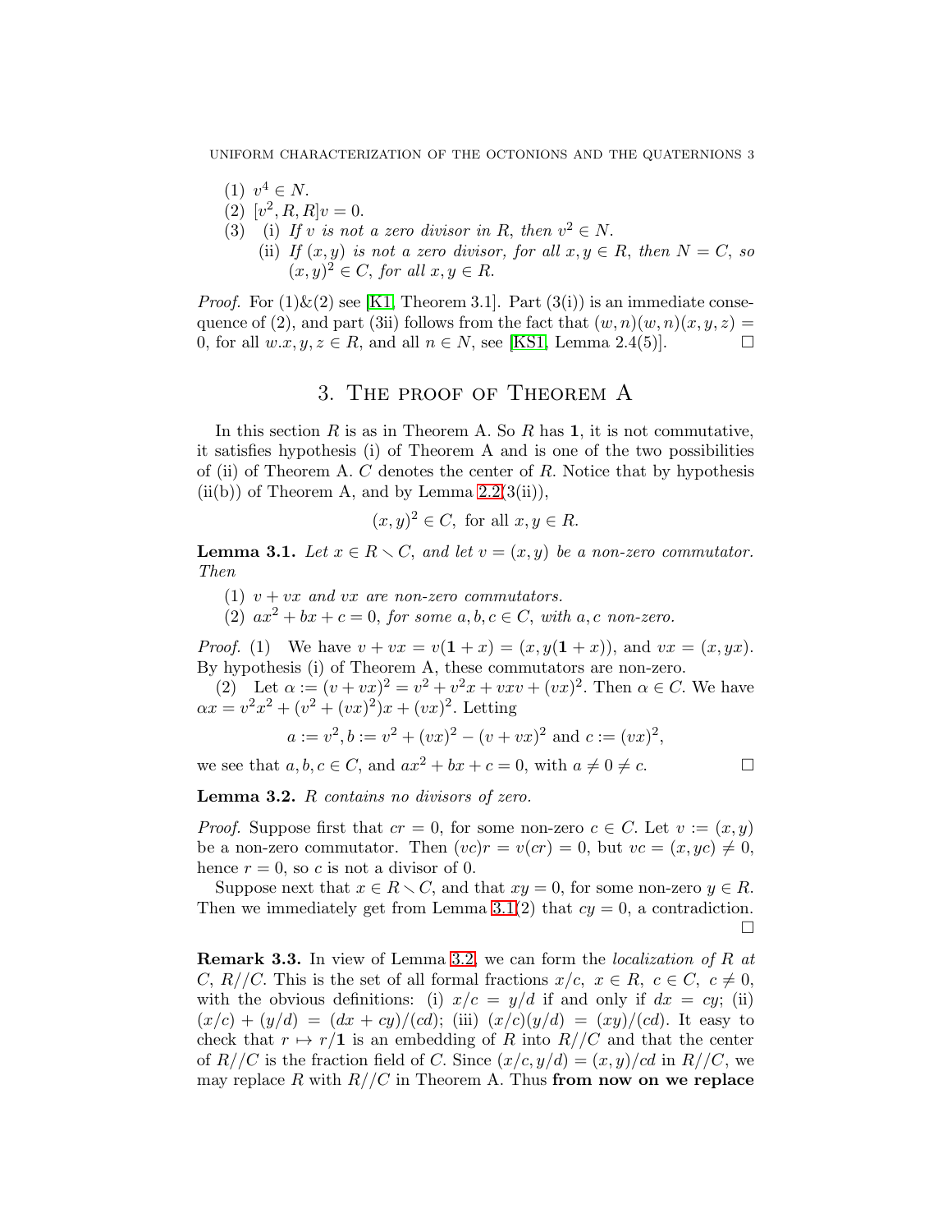(1) $v^4 \in N$.
(2) $[v^2, R, R]v = 0$.
(3) (i) *If $v$ is not a zero divisor in $R$, then $v^2 \in N$.*
    (ii) *If $(x, y)$ is not a zero divisor, for all $x, y \in R$, then $N = C$, so $(x, y)^2 \in C$, for all $x, y \in R$.*

*Proof.* For (1)&(2) see [K1, Theorem 3.1]. Part (3(i)) is an immediate consequence of (2), and part (3ii) follows from the fact that $(w, n)(w, n)(x, y, z) = 0$, for all $w.x, y, z \in R$, and all $n \in N$, see [KS1, Lemma 2.4(5)]. □

## 3. The proof of Theorem A

In this section $R$ is as in Theorem A. So $R$ has $\mathbf{1}$, it is not commutative, it satisfies hypothesis (i) of Theorem A and is one of the two possibilities of (ii) of Theorem A. $C$ denotes the center of $R$. Notice that by hypothesis (ii(b)) of Theorem A, and by Lemma 2.2(3(ii)),

$$(x, y)^2 \in C, \text{ for all } x, y \in R.$$

**Lemma 3.1.** *Let $x \in R \smallsetminus C$, and let $v = (x, y)$ be a non-zero commutator. Then*

(1) *$v + vx$ and $vx$ are non-zero commutators.*
(2) *$ax^2 + bx + c = 0$, for some $a, b, c \in C$, with $a, c$ non-zero.*

*Proof.* (1) We have $v + vx = v(\mathbf{1} + x) = (x, y(\mathbf{1} + x))$, and $vx = (x, yx)$. By hypothesis (i) of Theorem A, these commutators are non-zero.

(2) Let $\alpha := (v + vx)^2 = v^2 + v^2x + vxv + (vx)^2$. Then $\alpha \in C$. We have $\alpha x = v^2x^2 + (v^2 + (vx)^2)x + (vx)^2$. Letting

$$a := v^2, b := v^2 + (vx)^2 - (v + vx)^2 \text{ and } c := (vx)^2,$$

we see that $a, b, c \in C$, and $ax^2 + bx + c = 0$, with $a \neq 0 \neq c$. □

**Lemma 3.2.** *$R$ contains no divisors of zero.*

*Proof.* Suppose first that $cr = 0$, for some non-zero $c \in C$. Let $v := (x, y)$ be a non-zero commutator. Then $(vc)r = v(cr) = 0$, but $vc = (x, yc) \neq 0$, hence $r = 0$, so $c$ is not a divisor of 0.

Suppose next that $x \in R \smallsetminus C$, and that $xy = 0$, for some non-zero $y \in R$. Then we immediately get from Lemma 3.1(2) that $cy = 0$, a contradiction. □

**Remark 3.3.** In view of Lemma 3.2, we can form the *localization of $R$ at $C$*, $R//C$. This is the set of all formal fractions $x/c$, $x \in R$, $c \in C$, $c \neq 0$, with the obvious definitions: (i) $x/c = y/d$ if and only if $dx = cy$; (ii) $(x/c) + (y/d) = (dx + cy)/(cd)$; (iii) $(x/c)(y/d) = (xy)/(cd)$. It easy to check that $r \mapsto r/\mathbf{1}$ is an embedding of $R$ into $R//C$ and that the center of $R//C$ is the fraction field of $C$. Since $(x/c, y/d) = (x, y)/cd$ in $R//C$, we may replace $R$ with $R//C$ in Theorem A. Thus **from now on we replace**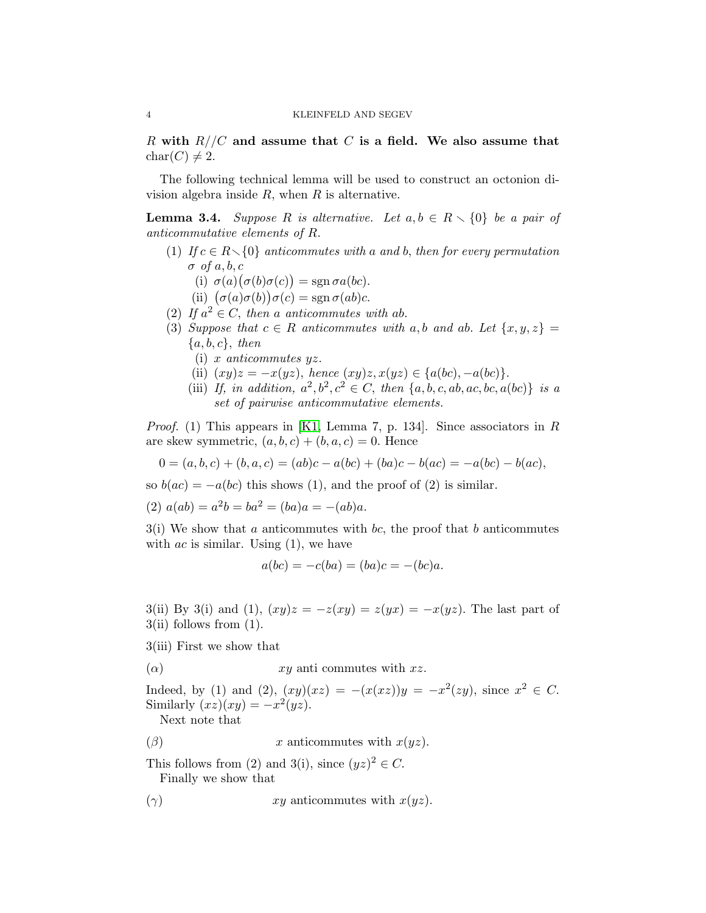**$R$ with $R//C$ and assume that $C$ is a field. We also assume that $\mathrm{char}(C) \neq 2$.**

The following technical lemma will be used to construct an octonion division algebra inside $R$, when $R$ is alternative.

**Lemma 3.4.** *Suppose $R$ is alternative. Let $a, b \in R \smallsetminus \{0\}$ be a pair of anticommutative elements of $R$.*

1. *If $c \in R \smallsetminus \{0\}$ anticommutes with $a$ and $b$, then for every permutation $\sigma$ of $a, b, c$*
   1. *$\sigma(a)\big(\sigma(b)\sigma(c)\big) = \operatorname{sgn}\sigma a(bc)$.*
   2. *$\big(\sigma(a)\sigma(b)\big)\sigma(c) = \operatorname{sgn}\sigma (ab)c$.*
2. *If $a^2 \in C$, then $a$ anticommutes with $ab$.*
3. *Suppose that $c \in R$ anticommutes with $a, b$ and $ab$. Let $\{x, y, z\} = \{a, b, c\}$, then*
   1. *$x$ anticommutes $yz$.*
   2. *$(xy)z = -x(yz)$, hence $(xy)z, x(yz) \in \{a(bc), -a(bc)\}$.*
   3. *If, in addition, $a^2, b^2, c^2 \in C$, then $\{a, b, c, ab, ac, bc, a(bc)\}$ is a set of pairwise anticommutative elements.*

*Proof.* (1) This appears in [K1, Lemma 7, p. 134]. Since associators in $R$ are skew symmetric, $(a, b, c) + (b, a, c) = 0$. Hence

$$0 = (a, b, c) + (b, a, c) = (ab)c - a(bc) + (ba)c - b(ac) = -a(bc) - b(ac),$$

so $b(ac) = -a(bc)$ this shows (1), and the proof of (2) is similar.

(2) $a(ab) = a^2 b = ba^2 = (ba)a = -(ab)a$.

3(i) We show that $a$ anticommutes with $bc$, the proof that $b$ anticommutes with $ac$ is similar. Using (1), we have

$$a(bc) = -c(ba) = (ba)c = -(bc)a.$$

3(ii) By 3(i) and (1), $(xy)z = -z(xy) = z(yx) = -x(yz)$. The last part of 3(ii) follows from (1).

3(iii) First we show that

$(\alpha)$ $\qquad xy$ anti commutes with $xz$.

Indeed, by (1) and (2), $(xy)(xz) = -(x(xz))y = -x^2(zy)$, since $x^2 \in C$. Similarly $(xz)(xy) = -x^2(yz)$.

Next note that

$(\beta)$ $\qquad x$ anticommutes with $x(yz)$.

This follows from (2) and 3(i), since $(yz)^2 \in C$.

Finally we show that

$(\gamma)$ $\qquad xy$ anticommutes with $x(yz)$.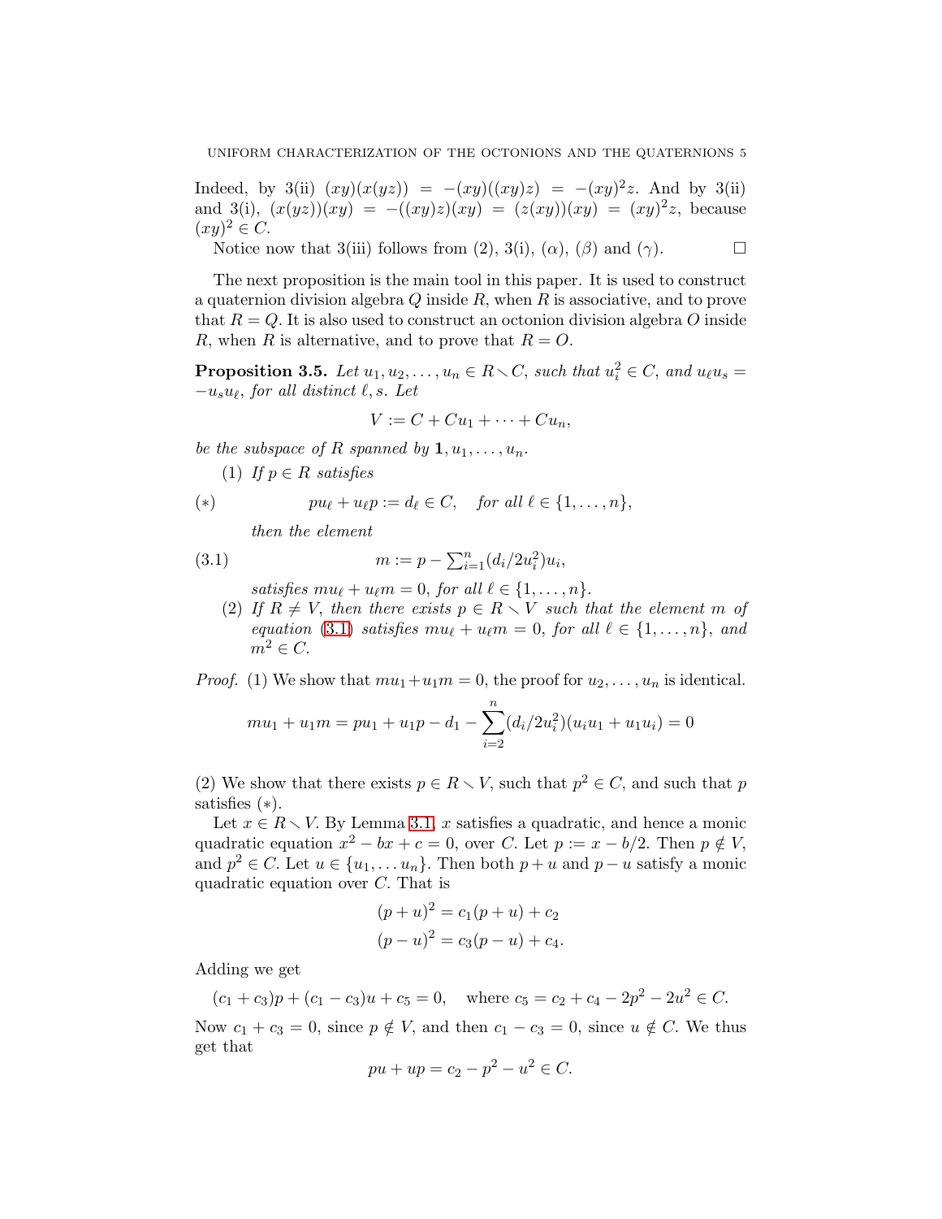Indeed, by 3(ii) $(xy)(x(yz)) = -(xy)((xy)z) = -(xy)^2 z$. And by 3(ii) and 3(i), $(x(yz))(xy) = -((xy)z)(xy) = (z(xy))(xy) = (xy)^2 z$, because $(xy)^2 \in C$.

Notice now that 3(iii) follows from (2), 3(i), ($\alpha$), ($\beta$) and ($\gamma$). $\square$

The next proposition is the main tool in this paper. It is used to construct a quaternion division algebra $Q$ inside $R$, when $R$ is associative, and to prove that $R = Q$. It is also used to construct an octonion division algebra $O$ inside $R$, when $R$ is alternative, and to prove that $R = O$.

**Proposition 3.5.** *Let $u_1, u_2, \dots, u_n \in R \setminus C$, such that $u_i^2 \in C$, and $u_\ell u_s = -u_s u_\ell$, for all distinct $\ell, s$. Let*

$$V := C + Cu_1 + \cdots + Cu_n,$$

*be the subspace of $R$ spanned by $\mathbf{1}, u_1, \dots, u_n$.*

1. *If $p \in R$ satisfies*

$$(*) \qquad pu_\ell + u_\ell p := d_\ell \in C, \quad \text{for all } \ell \in \{1, \dots, n\},$$

   *then the element*

$$(3.1) \qquad m := p - \textstyle\sum_{i=1}^n (d_i / 2u_i^2) u_i,$$

   *satisfies $mu_\ell + u_\ell m = 0$, for all $\ell \in \{1, \dots, n\}$.*

2. *If $R \neq V$, then there exists $p \in R \setminus V$ such that the element $m$ of equation (3.1) satisfies $mu_\ell + u_\ell m = 0$, for all $\ell \in \{1, \dots, n\}$, and $m^2 \in C$.*

*Proof.* (1) We show that $mu_1 + u_1 m = 0$, the proof for $u_2, \dots, u_n$ is identical.

$$mu_1 + u_1 m = pu_1 + u_1 p - d_1 - \sum_{i=2}^n (d_i / 2u_i^2)(u_i u_1 + u_1 u_i) = 0$$

(2) We show that there exists $p \in R \setminus V$, such that $p^2 \in C$, and such that $p$ satisfies $(*)$.

Let $x \in R \setminus V$. By Lemma 3.1, $x$ satisfies a quadratic, and hence a monic quadratic equation $x^2 - bx + c = 0$, over $C$. Let $p := x - b/2$. Then $p \notin V$, and $p^2 \in C$. Let $u \in \{u_1, \dots u_n\}$. Then both $p + u$ and $p - u$ satisfy a monic quadratic equation over $C$. That is

$$(p + u)^2 = c_1(p + u) + c_2$$
$$(p - u)^2 = c_3(p - u) + c_4.$$

Adding we get

$$(c_1 + c_3)p + (c_1 - c_3)u + c_5 = 0, \quad \text{where } c_5 = c_2 + c_4 - 2p^2 - 2u^2 \in C.$$

Now $c_1 + c_3 = 0$, since $p \notin V$, and then $c_1 - c_3 = 0$, since $u \notin C$. We thus get that

$$pu + up = c_2 - p^2 - u^2 \in C.$$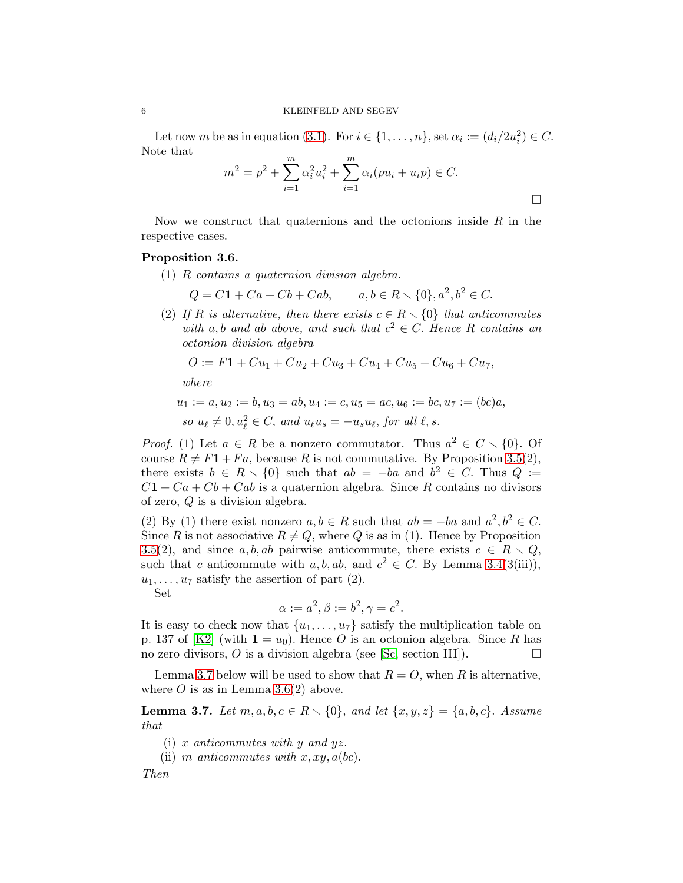Let now $m$ be as in equation (3.1). For $i \in \{1, \dots, n\}$, set $\alpha_i := (d_i/2u_i^2) \in C$. Note that

$$m^2 = p^2 + \sum_{i=1}^{m} \alpha_i^2 u_i^2 + \sum_{i=1}^{m} \alpha_i (pu_i + u_i p) \in C.$$

□

Now we construct that quaternions and the octonions inside $R$ in the respective cases.

**Proposition 3.6.**

(1) *$R$ contains a quaternion division algebra.*

$$Q = C\mathbf{1} + Ca + Cb + Cab, \qquad a, b \in R \smallsetminus \{0\}, a^2, b^2 \in C.$$

(2) *If $R$ is alternative, then there exists $c \in R \smallsetminus \{0\}$ that anticommutes with $a, b$ and $ab$ above, and such that $c^2 \in C$. Hence $R$ contains an octonion division algebra*

$$O := F\mathbf{1} + Cu_1 + Cu_2 + Cu_3 + Cu_4 + Cu_5 + Cu_6 + Cu_7,$$

*where*

$$u_1 := a, u_2 := b, u_3 = ab, u_4 := c, u_5 = ac, u_6 := bc, u_7 := (bc)a,$$

*so $u_\ell \neq 0, u_\ell^2 \in C$, and $u_\ell u_s = -u_s u_\ell$, for all $\ell, s$.*

*Proof.* (1) Let $a \in R$ be a nonzero commutator. Thus $a^2 \in C \smallsetminus \{0\}$. Of course $R \neq F\mathbf{1} + Fa$, because $R$ is not commutative. By Proposition 3.5(2), there exists $b \in R \smallsetminus \{0\}$ such that $ab = -ba$ and $b^2 \in C$. Thus $Q := C\mathbf{1} + Ca + Cb + Cab$ is a quaternion algebra. Since $R$ contains no divisors of zero, $Q$ is a division algebra.

(2) By (1) there exist nonzero $a, b \in R$ such that $ab = -ba$ and $a^2, b^2 \in C$. Since $R$ is not associative $R \neq Q$, where $Q$ is as in (1). Hence by Proposition 3.5(2), and since $a, b, ab$ pairwise anticommute, there exists $c \in R \smallsetminus Q$, such that $c$ anticommute with $a, b, ab$, and $c^2 \in C$. By Lemma 3.4(3(iii)), $u_1, \dots, u_7$ satisfy the assertion of part (2).

Set

$$\alpha := a^2, \beta := b^2, \gamma = c^2.$$

It is easy to check now that $\{u_1, \dots, u_7\}$ satisfy the multiplication table on p. 137 of [K2] (with $\mathbf{1} = u_0$). Hence $O$ is an octonion algebra. Since $R$ has no zero divisors, $O$ is a division algebra (see [Sc, section III]). □

Lemma 3.7 below will be used to show that $R = O$, when $R$ is alternative, where $O$ is as in Lemma 3.6(2) above.

**Lemma 3.7.** *Let $m, a, b, c \in R \smallsetminus \{0\}$, and let $\{x, y, z\} = \{a, b, c\}$. Assume that*

(i) *$x$ anticommutes with $y$ and $yz$.*
(ii) *$m$ anticommutes with $x, xy, a(bc)$.*

*Then*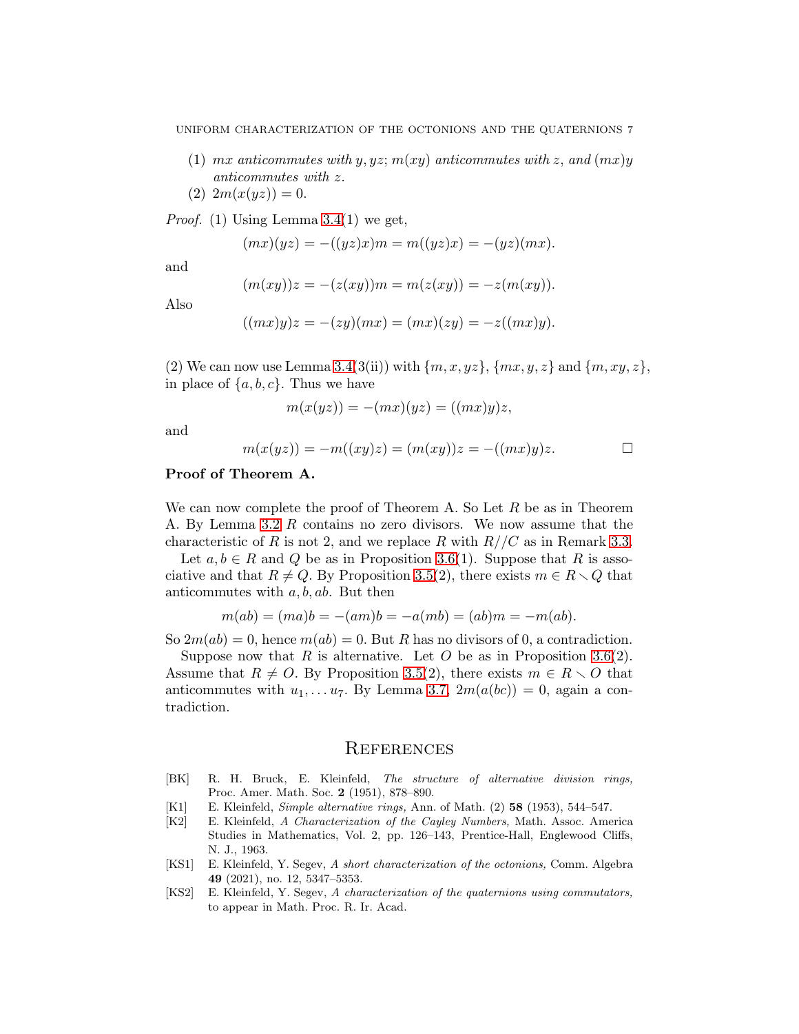(1) *$mx$ anticommutes with $y, yz$; $m(xy)$ anticommutes with $z$, and $(mx)y$ anticommutes with $z$.*
(2) $2m(x(yz)) = 0$.

*Proof.* (1) Using Lemma 3.4(1) we get,

$$(mx)(yz) = -((yz)x)m = m((yz)x) = -(yz)(mx).$$

and

$$(m(xy))z = -(z(xy))m = m(z(xy)) = -z(m(xy)).$$

Also

$$((mx)y)z = -(zy)(mx) = (mx)(zy) = -z((mx)y).$$

(2) We can now use Lemma 3.4(3(ii)) with $\{m, x, yz\}$, $\{mx, y, z\}$ and $\{m, xy, z\}$, in place of $\{a, b, c\}$. Thus we have

$$m(x(yz)) = -(mx)(yz) = ((mx)y)z,$$

and

$$m(x(yz)) = -m((xy)z) = (m(xy))z = -((mx)y)z. \qquad \square$$

**Proof of Theorem A.**

We can now complete the proof of Theorem A. So Let $R$ be as in Theorem A. By Lemma 3.2 $R$ contains no zero divisors. We now assume that the characteristic of $R$ is not 2, and we replace $R$ with $R//C$ as in Remark 3.3.

Let $a, b \in R$ and $Q$ be as in Proposition 3.6(1). Suppose that $R$ is associative and that $R \neq Q$. By Proposition 3.5(2), there exists $m \in R \smallsetminus Q$ that anticommutes with $a, b, ab$. But then

$$m(ab) = (ma)b = -(am)b = -a(mb) = (ab)m = -m(ab).$$

So $2m(ab) = 0$, hence $m(ab) = 0$. But $R$ has no divisors of 0, a contradiction.

Suppose now that $R$ is alternative. Let $O$ be as in Proposition 3.6(2). Assume that $R \neq O$. By Proposition 3.5(2), there exists $m \in R \smallsetminus O$ that anticommutes with $u_1, \dots u_7$. By Lemma 3.7, $2m(a(bc)) = 0$, again a contradiction.

## References

[BK] R. H. Bruck, E. Kleinfeld, *The structure of alternative division rings,* Proc. Amer. Math. Soc. **2** (1951), 878–890.

[K1] E. Kleinfeld, *Simple alternative rings,* Ann. of Math. (2) **58** (1953), 544–547.

[K2] E. Kleinfeld, *A Characterization of the Cayley Numbers,* Math. Assoc. America Studies in Mathematics, Vol. 2, pp. 126–143, Prentice-Hall, Englewood Cliffs, N. J., 1963.

[KS1] E. Kleinfeld, Y. Segev, *A short characterization of the octonions,* Comm. Algebra **49** (2021), no. 12, 5347–5353.

[KS2] E. Kleinfeld, Y. Segev, *A characterization of the quaternions using commutators,* to appear in Math. Proc. R. Ir. Acad.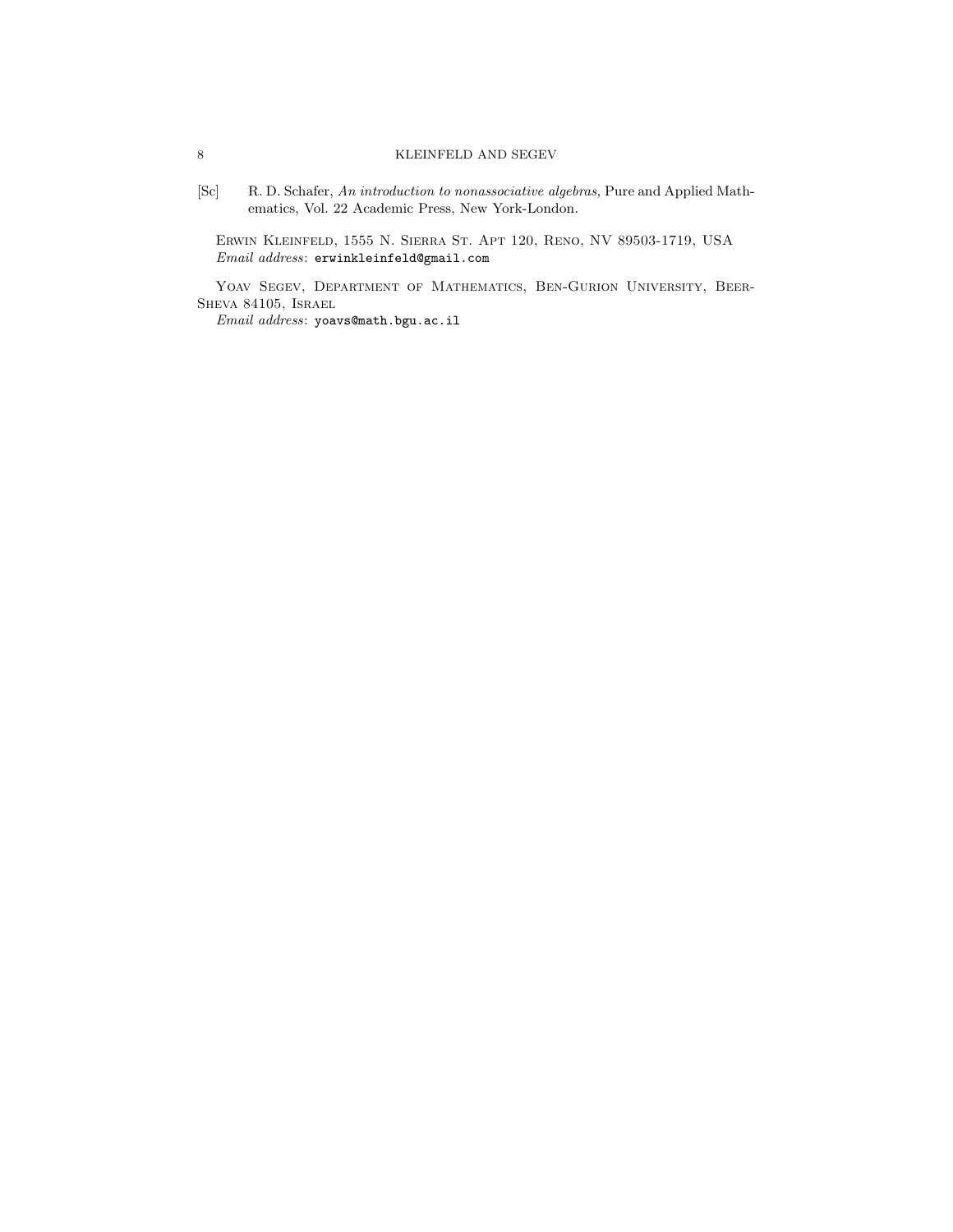[Sc] R. D. Schafer, *An introduction to nonassociative algebras,* Pure and Applied Mathematics, Vol. 22 Academic Press, New York-London.

Erwin Kleinfeld, 1555 N. Sierra St. Apt 120, Reno, NV 89503-1719, USA
*Email address*: `erwinkleinfeld@gmail.com`

Yoav Segev, Department of Mathematics, Ben-Gurion University, Beer-Sheva 84105, Israel
*Email address*: `yoavs@math.bgu.ac.il`